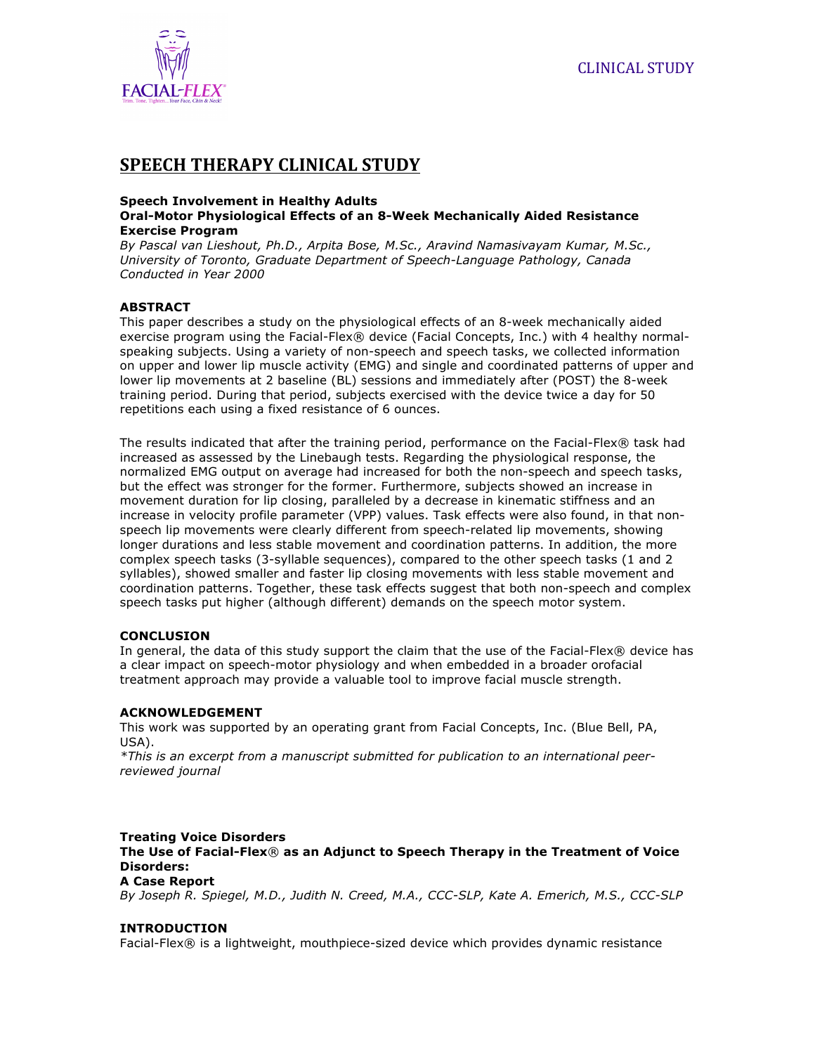CLINICAL STUDY

# SPEECH THERAPY CLINICAL STUDY

**Speech Involvement in Healthy Adults**
**Oral-Motor Physiological Effects of an 8-Week Mechanically Aided Resistance Exercise Program**
*By Pascal van Lieshout, Ph.D., Arpita Bose, M.Sc., Aravind Namasivayam Kumar, M.Sc., University of Toronto, Graduate Department of Speech-Language Pathology, Canada Conducted in Year 2000*

**ABSTRACT**
This paper describes a study on the physiological effects of an 8-week mechanically aided exercise program using the Facial-Flex® device (Facial Concepts, Inc.) with 4 healthy normal-speaking subjects. Using a variety of non-speech and speech tasks, we collected information on upper and lower lip muscle activity (EMG) and single and coordinated patterns of upper and lower lip movements at 2 baseline (BL) sessions and immediately after (POST) the 8-week training period. During that period, subjects exercised with the device twice a day for 50 repetitions each using a fixed resistance of 6 ounces.

The results indicated that after the training period, performance on the Facial-Flex® task had increased as assessed by the Linebaugh tests. Regarding the physiological response, the normalized EMG output on average had increased for both the non-speech and speech tasks, but the effect was stronger for the former. Furthermore, subjects showed an increase in movement duration for lip closing, paralleled by a decrease in kinematic stiffness and an increase in velocity profile parameter (VPP) values. Task effects were also found, in that non-speech lip movements were clearly different from speech-related lip movements, showing longer durations and less stable movement and coordination patterns. In addition, the more complex speech tasks (3-syllable sequences), compared to the other speech tasks (1 and 2 syllables), showed smaller and faster lip closing movements with less stable movement and coordination patterns. Together, these task effects suggest that both non-speech and complex speech tasks put higher (although different) demands on the speech motor system.

**CONCLUSION**
In general, the data of this study support the claim that the use of the Facial-Flex® device has a clear impact on speech-motor physiology and when embedded in a broader orofacial treatment approach may provide a valuable tool to improve facial muscle strength.

**ACKNOWLEDGEMENT**
This work was supported by an operating grant from Facial Concepts, Inc. (Blue Bell, PA, USA).
**This is an excerpt from a manuscript submitted for publication to an international peer-reviewed journal*

**Treating Voice Disorders**
**The Use of Facial-Flex® as an Adjunct to Speech Therapy in the Treatment of Voice Disorders:**
**A Case Report**
*By Joseph R. Spiegel, M.D., Judith N. Creed, M.A., CCC-SLP, Kate A. Emerich, M.S., CCC-SLP*

**INTRODUCTION**
Facial-Flex® is a lightweight, mouthpiece-sized device which provides dynamic resistance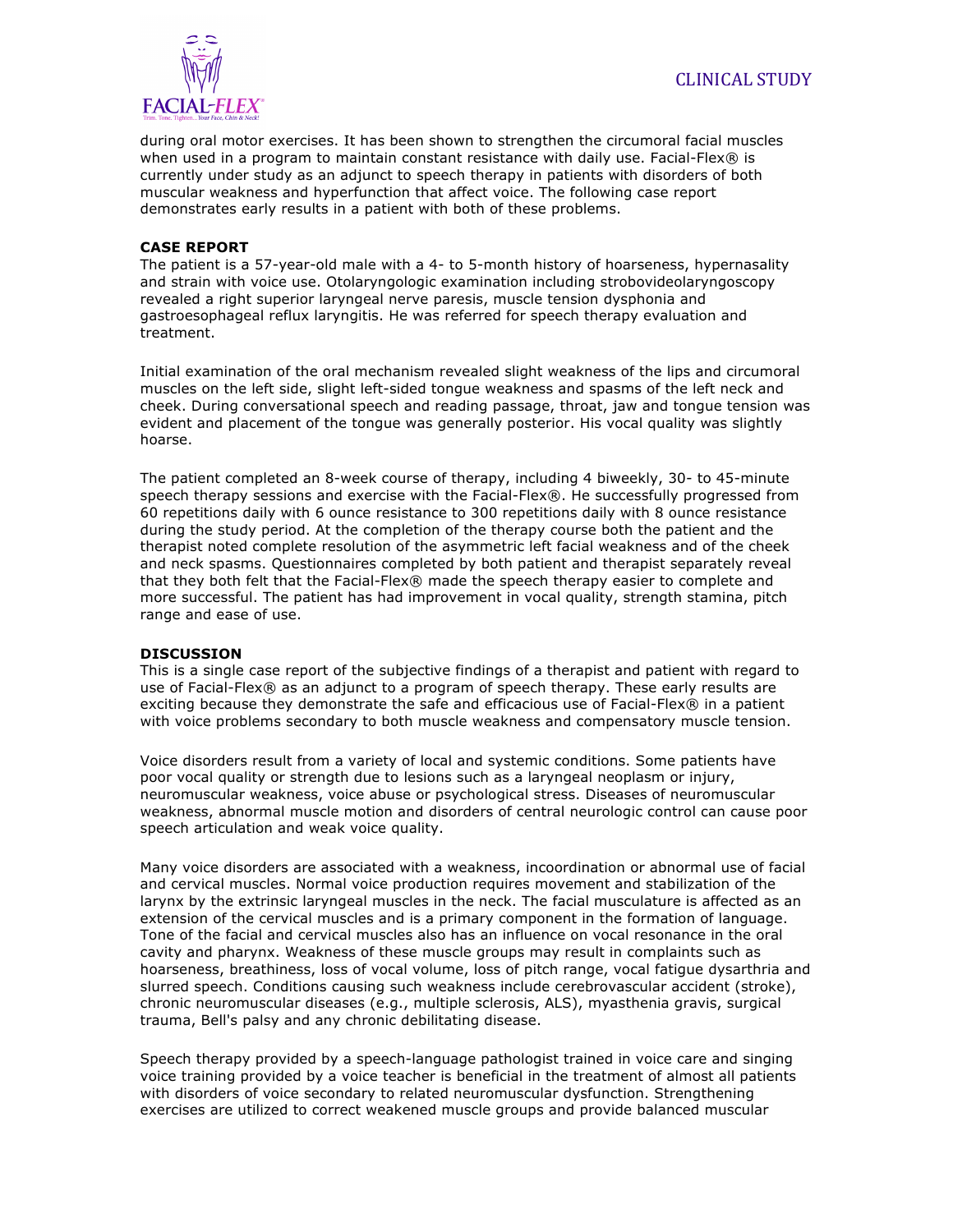during oral motor exercises. It has been shown to strengthen the circumoral facial muscles when used in a program to maintain constant resistance with daily use. Facial-Flex® is currently under study as an adjunct to speech therapy in patients with disorders of both muscular weakness and hyperfunction that affect voice. The following case report demonstrates early results in a patient with both of these problems.

**CASE REPORT**

The patient is a 57-year-old male with a 4- to 5-month history of hoarseness, hypernasality and strain with voice use. Otolaryngologic examination including strobovideolaryngoscopy revealed a right superior laryngeal nerve paresis, muscle tension dysphonia and gastroesophageal reflux laryngitis. He was referred for speech therapy evaluation and treatment.

Initial examination of the oral mechanism revealed slight weakness of the lips and circumoral muscles on the left side, slight left-sided tongue weakness and spasms of the left neck and cheek. During conversational speech and reading passage, throat, jaw and tongue tension was evident and placement of the tongue was generally posterior. His vocal quality was slightly hoarse.

The patient completed an 8-week course of therapy, including 4 biweekly, 30- to 45-minute speech therapy sessions and exercise with the Facial-Flex®. He successfully progressed from 60 repetitions daily with 6 ounce resistance to 300 repetitions daily with 8 ounce resistance during the study period. At the completion of the therapy course both the patient and the therapist noted complete resolution of the asymmetric left facial weakness and of the cheek and neck spasms. Questionnaires completed by both patient and therapist separately reveal that they both felt that the Facial-Flex® made the speech therapy easier to complete and more successful. The patient has had improvement in vocal quality, strength stamina, pitch range and ease of use.

**DISCUSSION**

This is a single case report of the subjective findings of a therapist and patient with regard to use of Facial-Flex® as an adjunct to a program of speech therapy. These early results are exciting because they demonstrate the safe and efficacious use of Facial-Flex® in a patient with voice problems secondary to both muscle weakness and compensatory muscle tension.

Voice disorders result from a variety of local and systemic conditions. Some patients have poor vocal quality or strength due to lesions such as a laryngeal neoplasm or injury, neuromuscular weakness, voice abuse or psychological stress. Diseases of neuromuscular weakness, abnormal muscle motion and disorders of central neurologic control can cause poor speech articulation and weak voice quality.

Many voice disorders are associated with a weakness, incoordination or abnormal use of facial and cervical muscles. Normal voice production requires movement and stabilization of the larynx by the extrinsic laryngeal muscles in the neck. The facial musculature is affected as an extension of the cervical muscles and is a primary component in the formation of language. Tone of the facial and cervical muscles also has an influence on vocal resonance in the oral cavity and pharynx. Weakness of these muscle groups may result in complaints such as hoarseness, breathiness, loss of vocal volume, loss of pitch range, vocal fatigue dysarthria and slurred speech. Conditions causing such weakness include cerebrovascular accident (stroke), chronic neuromuscular diseases (e.g., multiple sclerosis, ALS), myasthenia gravis, surgical trauma, Bell's palsy and any chronic debilitating disease.

Speech therapy provided by a speech-language pathologist trained in voice care and singing voice training provided by a voice teacher is beneficial in the treatment of almost all patients with disorders of voice secondary to related neuromuscular dysfunction. Strengthening exercises are utilized to correct weakened muscle groups and provide balanced muscular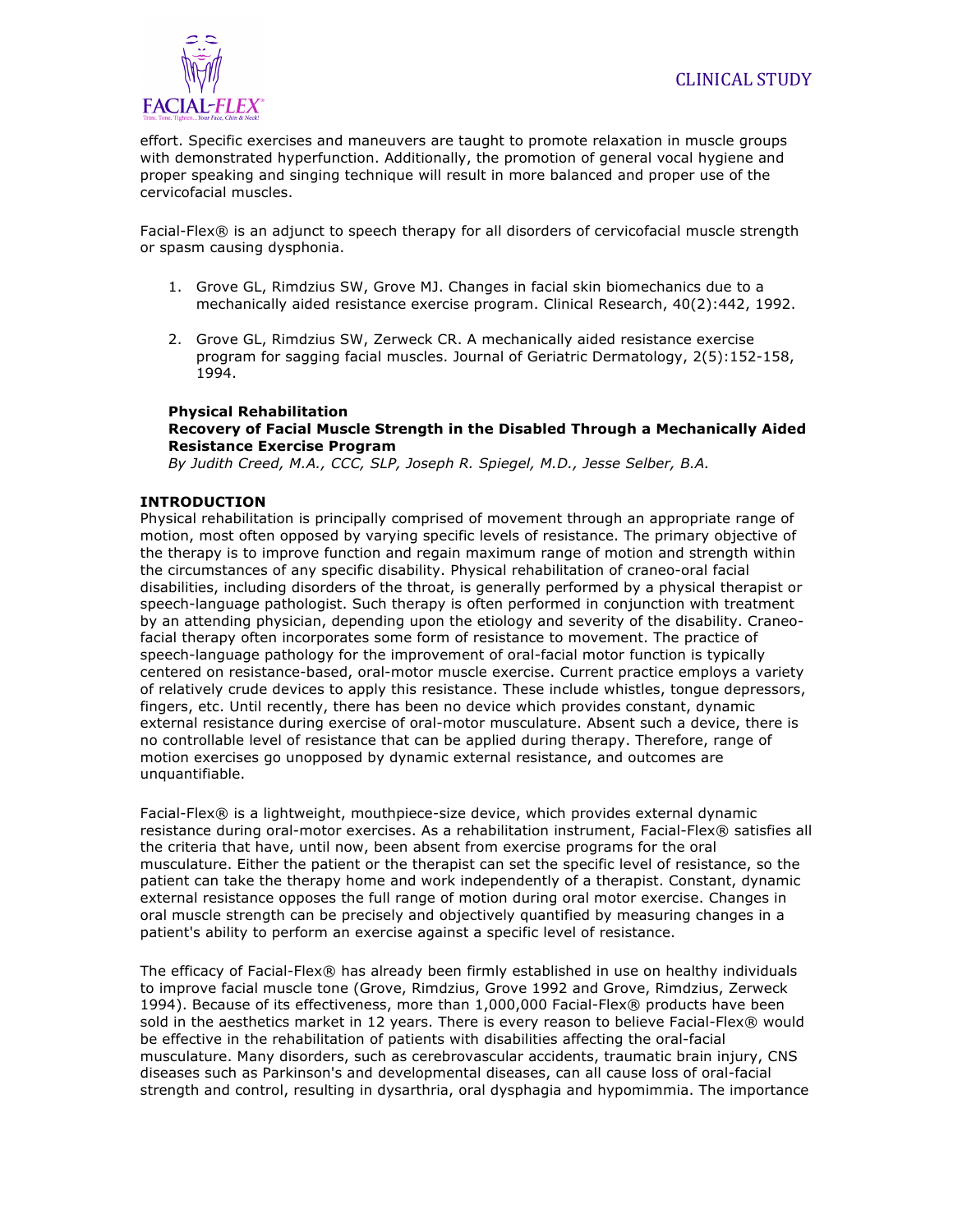effort. Specific exercises and maneuvers are taught to promote relaxation in muscle groups with demonstrated hyperfunction. Additionally, the promotion of general vocal hygiene and proper speaking and singing technique will result in more balanced and proper use of the cervicofacial muscles.

Facial-Flex® is an adjunct to speech therapy for all disorders of cervicofacial muscle strength or spasm causing dysphonia.

1. Grove GL, Rimdzius SW, Grove MJ. Changes in facial skin biomechanics due to a mechanically aided resistance exercise program. Clinical Research, 40(2):442, 1992.

2. Grove GL, Rimdzius SW, Zerweck CR. A mechanically aided resistance exercise program for sagging facial muscles. Journal of Geriatric Dermatology, 2(5):152-158, 1994.

**Physical Rehabilitation**
**Recovery of Facial Muscle Strength in the Disabled Through a Mechanically Aided Resistance Exercise Program**
*By Judith Creed, M.A., CCC, SLP, Joseph R. Spiegel, M.D., Jesse Selber, B.A.*

## INTRODUCTION

Physical rehabilitation is principally comprised of movement through an appropriate range of motion, most often opposed by varying specific levels of resistance. The primary objective of the therapy is to improve function and regain maximum range of motion and strength within the circumstances of any specific disability. Physical rehabilitation of craneo-oral facial disabilities, including disorders of the throat, is generally performed by a physical therapist or speech-language pathologist. Such therapy is often performed in conjunction with treatment by an attending physician, depending upon the etiology and severity of the disability. Craneo-facial therapy often incorporates some form of resistance to movement. The practice of speech-language pathology for the improvement of oral-facial motor function is typically centered on resistance-based, oral-motor muscle exercise. Current practice employs a variety of relatively crude devices to apply this resistance. These include whistles, tongue depressors, fingers, etc. Until recently, there has been no device which provides constant, dynamic external resistance during exercise of oral-motor musculature. Absent such a device, there is no controllable level of resistance that can be applied during therapy. Therefore, range of motion exercises go unopposed by dynamic external resistance, and outcomes are unquantifiable.

Facial-Flex® is a lightweight, mouthpiece-size device, which provides external dynamic resistance during oral-motor exercises. As a rehabilitation instrument, Facial-Flex® satisfies all the criteria that have, until now, been absent from exercise programs for the oral musculature. Either the patient or the therapist can set the specific level of resistance, so the patient can take the therapy home and work independently of a therapist. Constant, dynamic external resistance opposes the full range of motion during oral motor exercise. Changes in oral muscle strength can be precisely and objectively quantified by measuring changes in a patient's ability to perform an exercise against a specific level of resistance.

The efficacy of Facial-Flex® has already been firmly established in use on healthy individuals to improve facial muscle tone (Grove, Rimdzius, Grove 1992 and Grove, Rimdzius, Zerweck 1994). Because of its effectiveness, more than 1,000,000 Facial-Flex® products have been sold in the aesthetics market in 12 years. There is every reason to believe Facial-Flex® would be effective in the rehabilitation of patients with disabilities affecting the oral-facial musculature. Many disorders, such as cerebrovascular accidents, traumatic brain injury, CNS diseases such as Parkinson's and developmental diseases, can all cause loss of oral-facial strength and control, resulting in dysarthria, oral dysphagia and hypomimmia. The importance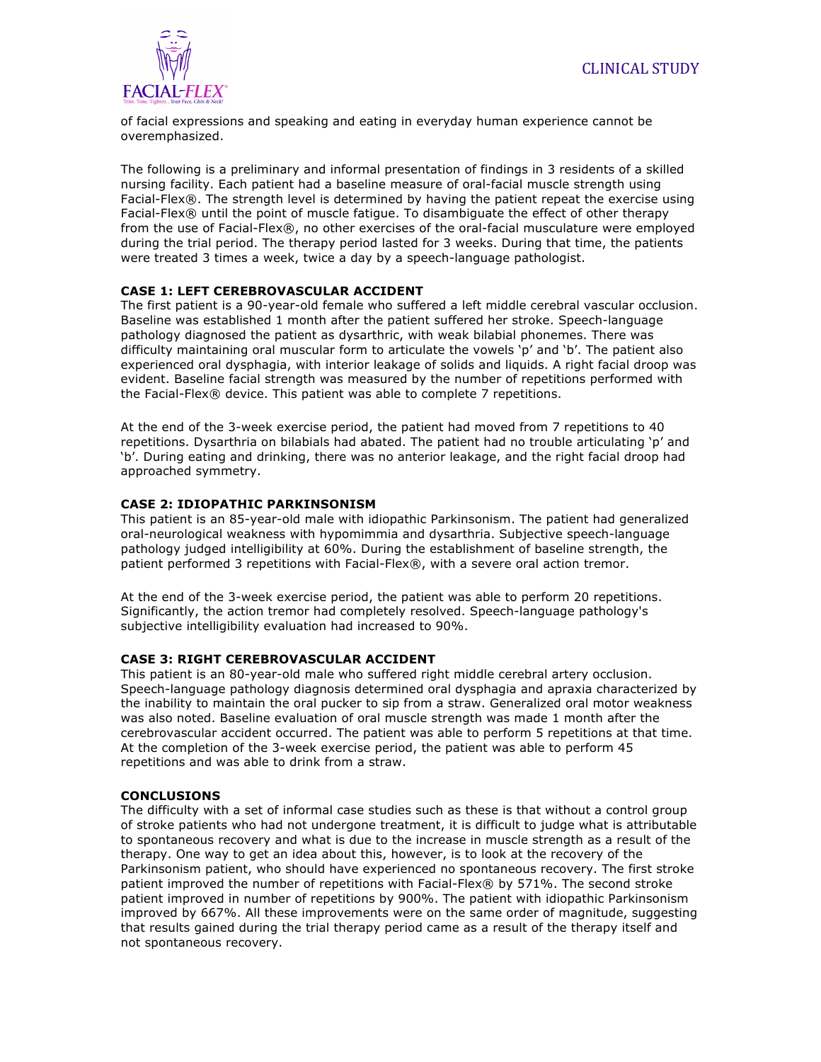of facial expressions and speaking and eating in everyday human experience cannot be overemphasized.

The following is a preliminary and informal presentation of findings in 3 residents of a skilled nursing facility. Each patient had a baseline measure of oral-facial muscle strength using Facial-Flex®. The strength level is determined by having the patient repeat the exercise using Facial-Flex® until the point of muscle fatigue. To disambiguate the effect of other therapy from the use of Facial-Flex®, no other exercises of the oral-facial musculature were employed during the trial period. The therapy period lasted for 3 weeks. During that time, the patients were treated 3 times a week, twice a day by a speech-language pathologist.

### CASE 1: LEFT CEREBROVASCULAR ACCIDENT

The first patient is a 90-year-old female who suffered a left middle cerebral vascular occlusion. Baseline was established 1 month after the patient suffered her stroke. Speech-language pathology diagnosed the patient as dysarthric, with weak bilabial phonemes. There was difficulty maintaining oral muscular form to articulate the vowels 'p' and 'b'. The patient also experienced oral dysphagia, with interior leakage of solids and liquids. A right facial droop was evident. Baseline facial strength was measured by the number of repetitions performed with the Facial-Flex® device. This patient was able to complete 7 repetitions.

At the end of the 3-week exercise period, the patient had moved from 7 repetitions to 40 repetitions. Dysarthria on bilabials had abated. The patient had no trouble articulating 'p' and 'b'. During eating and drinking, there was no anterior leakage, and the right facial droop had approached symmetry.

### CASE 2: IDIOPATHIC PARKINSONISM

This patient is an 85-year-old male with idiopathic Parkinsonism. The patient had generalized oral-neurological weakness with hypomimmia and dysarthria. Subjective speech-language pathology judged intelligibility at 60%. During the establishment of baseline strength, the patient performed 3 repetitions with Facial-Flex®, with a severe oral action tremor.

At the end of the 3-week exercise period, the patient was able to perform 20 repetitions. Significantly, the action tremor had completely resolved. Speech-language pathology's subjective intelligibility evaluation had increased to 90%.

### CASE 3: RIGHT CEREBROVASCULAR ACCIDENT

This patient is an 80-year-old male who suffered right middle cerebral artery occlusion. Speech-language pathology diagnosis determined oral dysphagia and apraxia characterized by the inability to maintain the oral pucker to sip from a straw. Generalized oral motor weakness was also noted. Baseline evaluation of oral muscle strength was made 1 month after the cerebrovascular accident occurred. The patient was able to perform 5 repetitions at that time. At the completion of the 3-week exercise period, the patient was able to perform 45 repetitions and was able to drink from a straw.

### CONCLUSIONS

The difficulty with a set of informal case studies such as these is that without a control group of stroke patients who had not undergone treatment, it is difficult to judge what is attributable to spontaneous recovery and what is due to the increase in muscle strength as a result of the therapy. One way to get an idea about this, however, is to look at the recovery of the Parkinsonism patient, who should have experienced no spontaneous recovery. The first stroke patient improved the number of repetitions with Facial-Flex® by 571%. The second stroke patient improved in number of repetitions by 900%. The patient with idiopathic Parkinsonism improved by 667%. All these improvements were on the same order of magnitude, suggesting that results gained during the trial therapy period came as a result of the therapy itself and not spontaneous recovery.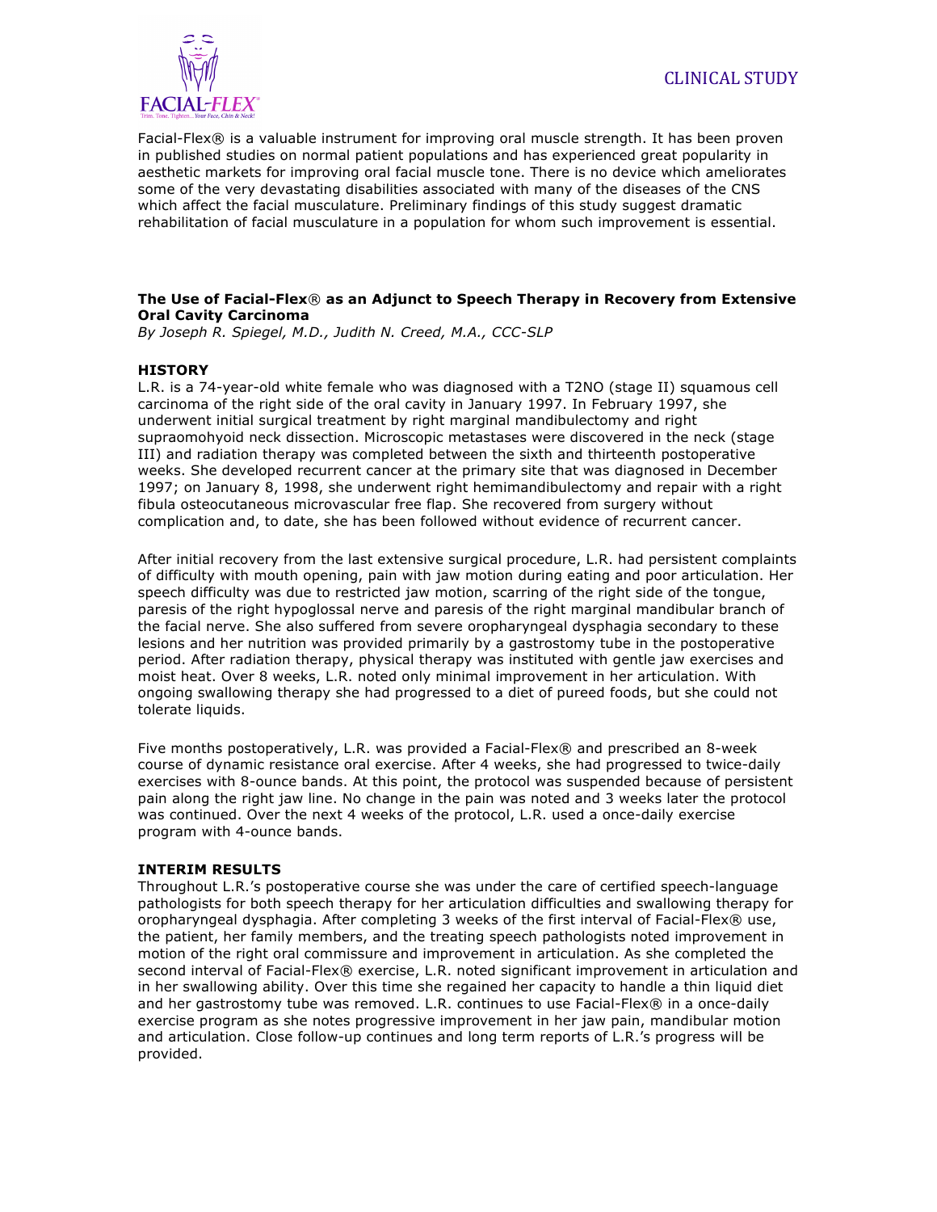CLINICAL STUDY

Facial-Flex® is a valuable instrument for improving oral muscle strength. It has been proven in published studies on normal patient populations and has experienced great popularity in aesthetic markets for improving oral facial muscle tone. There is no device which ameliorates some of the very devastating disabilities associated with many of the diseases of the CNS which affect the facial musculature. Preliminary findings of this study suggest dramatic rehabilitation of facial musculature in a population for whom such improvement is essential.

**The Use of Facial-Flex® as an Adjunct to Speech Therapy in Recovery from Extensive Oral Cavity Carcinoma**

*By Joseph R. Spiegel, M.D., Judith N. Creed, M.A., CCC-SLP*

**HISTORY**

L.R. is a 74-year-old white female who was diagnosed with a T2NO (stage II) squamous cell carcinoma of the right side of the oral cavity in January 1997. In February 1997, she underwent initial surgical treatment by right marginal mandibulectomy and right supraomohyoid neck dissection. Microscopic metastases were discovered in the neck (stage III) and radiation therapy was completed between the sixth and thirteenth postoperative weeks. She developed recurrent cancer at the primary site that was diagnosed in December 1997; on January 8, 1998, she underwent right hemimandibulectomy and repair with a right fibula osteocutaneous microvascular free flap. She recovered from surgery without complication and, to date, she has been followed without evidence of recurrent cancer.

After initial recovery from the last extensive surgical procedure, L.R. had persistent complaints of difficulty with mouth opening, pain with jaw motion during eating and poor articulation. Her speech difficulty was due to restricted jaw motion, scarring of the right side of the tongue, paresis of the right hypoglossal nerve and paresis of the right marginal mandibular branch of the facial nerve. She also suffered from severe oropharyngeal dysphagia secondary to these lesions and her nutrition was provided primarily by a gastrostomy tube in the postoperative period. After radiation therapy, physical therapy was instituted with gentle jaw exercises and moist heat. Over 8 weeks, L.R. noted only minimal improvement in her articulation. With ongoing swallowing therapy she had progressed to a diet of pureed foods, but she could not tolerate liquids.

Five months postoperatively, L.R. was provided a Facial-Flex® and prescribed an 8-week course of dynamic resistance oral exercise. After 4 weeks, she had progressed to twice-daily exercises with 8-ounce bands. At this point, the protocol was suspended because of persistent pain along the right jaw line. No change in the pain was noted and 3 weeks later the protocol was continued. Over the next 4 weeks of the protocol, L.R. used a once-daily exercise program with 4-ounce bands.

**INTERIM RESULTS**

Throughout L.R.'s postoperative course she was under the care of certified speech-language pathologists for both speech therapy for her articulation difficulties and swallowing therapy for oropharyngeal dysphagia. After completing 3 weeks of the first interval of Facial-Flex® use, the patient, her family members, and the treating speech pathologists noted improvement in motion of the right oral commissure and improvement in articulation. As she completed the second interval of Facial-Flex® exercise, L.R. noted significant improvement in articulation and in her swallowing ability. Over this time she regained her capacity to handle a thin liquid diet and her gastrostomy tube was removed. L.R. continues to use Facial-Flex® in a once-daily exercise program as she notes progressive improvement in her jaw pain, mandibular motion and articulation. Close follow-up continues and long term reports of L.R.'s progress will be provided.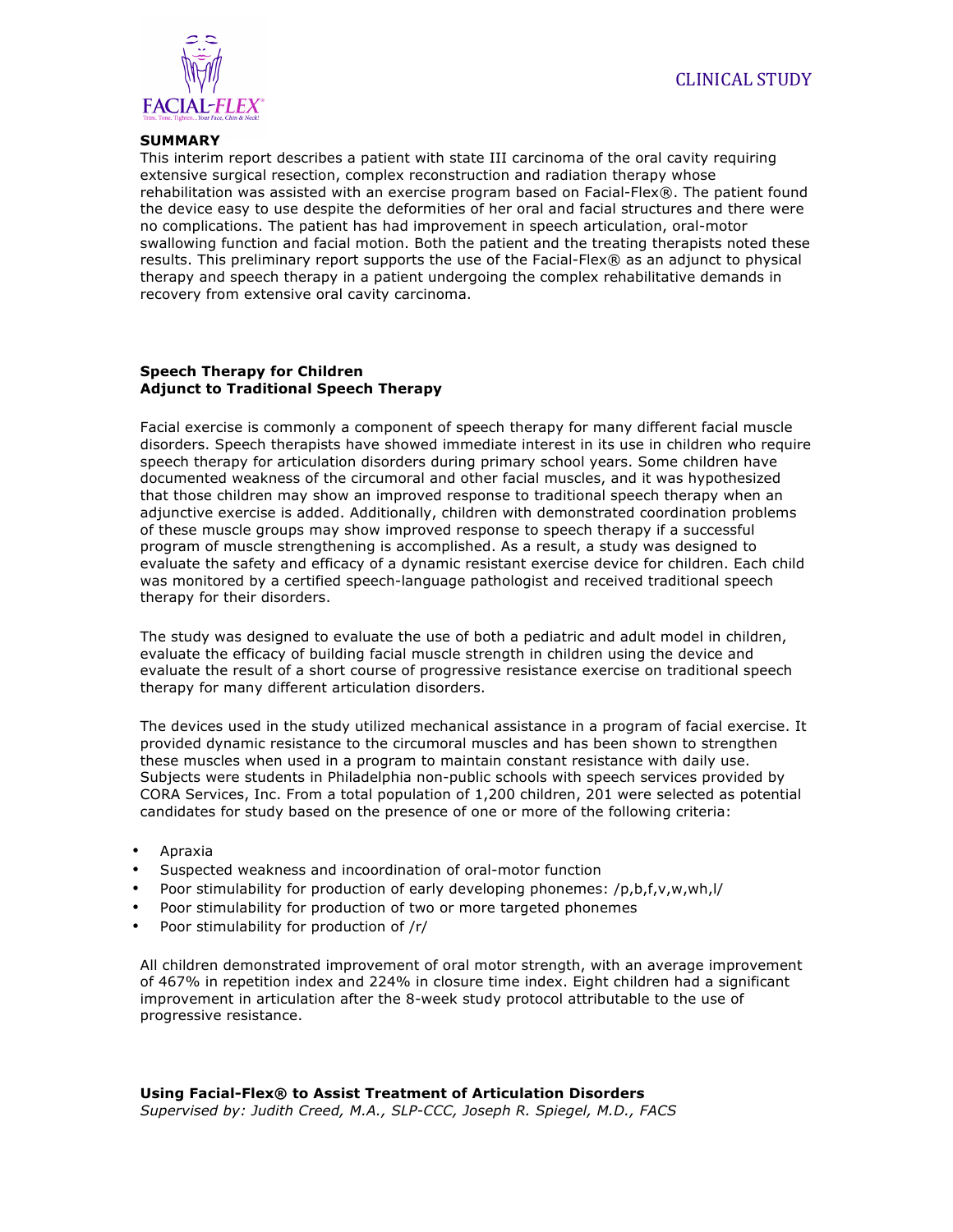CLINICAL STUDY

**SUMMARY**

This interim report describes a patient with state III carcinoma of the oral cavity requiring extensive surgical resection, complex reconstruction and radiation therapy whose rehabilitation was assisted with an exercise program based on Facial-Flex®. The patient found the device easy to use despite the deformities of her oral and facial structures and there were no complications. The patient has had improvement in speech articulation, oral-motor swallowing function and facial motion. Both the patient and the treating therapists noted these results. This preliminary report supports the use of the Facial-Flex® as an adjunct to physical therapy and speech therapy in a patient undergoing the complex rehabilitative demands in recovery from extensive oral cavity carcinoma.

**Speech Therapy for Children**
**Adjunct to Traditional Speech Therapy**

Facial exercise is commonly a component of speech therapy for many different facial muscle disorders. Speech therapists have showed immediate interest in its use in children who require speech therapy for articulation disorders during primary school years. Some children have documented weakness of the circumoral and other facial muscles, and it was hypothesized that those children may show an improved response to traditional speech therapy when an adjunctive exercise is added. Additionally, children with demonstrated coordination problems of these muscle groups may show improved response to speech therapy if a successful program of muscle strengthening is accomplished. As a result, a study was designed to evaluate the safety and efficacy of a dynamic resistant exercise device for children. Each child was monitored by a certified speech-language pathologist and received traditional speech therapy for their disorders.

The study was designed to evaluate the use of both a pediatric and adult model in children, evaluate the efficacy of building facial muscle strength in children using the device and evaluate the result of a short course of progressive resistance exercise on traditional speech therapy for many different articulation disorders.

The devices used in the study utilized mechanical assistance in a program of facial exercise. It provided dynamic resistance to the circumoral muscles and has been shown to strengthen these muscles when used in a program to maintain constant resistance with daily use. Subjects were students in Philadelphia non-public schools with speech services provided by CORA Services, Inc. From a total population of 1,200 children, 201 were selected as potential candidates for study based on the presence of one or more of the following criteria:

- Apraxia
- Suspected weakness and incoordination of oral-motor function
- Poor stimulability for production of early developing phonemes: /p,b,f,v,w,wh,l/
- Poor stimulability for production of two or more targeted phonemes
- Poor stimulability for production of /r/

All children demonstrated improvement of oral motor strength, with an average improvement of 467% in repetition index and 224% in closure time index. Eight children had a significant improvement in articulation after the 8-week study protocol attributable to the use of progressive resistance.

**Using Facial-Flex® to Assist Treatment of Articulation Disorders**
*Supervised by: Judith Creed, M.A., SLP-CCC, Joseph R. Spiegel, M.D., FACS*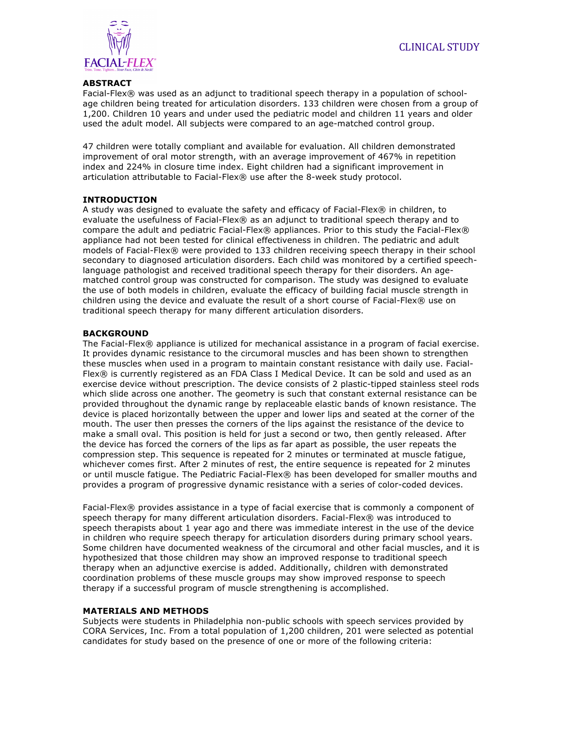CLINICAL STUDY

## ABSTRACT

Facial-Flex® was used as an adjunct to traditional speech therapy in a population of school-age children being treated for articulation disorders. 133 children were chosen from a group of 1,200. Children 10 years and under used the pediatric model and children 11 years and older used the adult model. All subjects were compared to an age-matched control group.

47 children were totally compliant and available for evaluation. All children demonstrated improvement of oral motor strength, with an average improvement of 467% in repetition index and 224% in closure time index. Eight children had a significant improvement in articulation attributable to Facial-Flex® use after the 8-week study protocol.

## INTRODUCTION

A study was designed to evaluate the safety and efficacy of Facial-Flex® in children, to evaluate the usefulness of Facial-Flex® as an adjunct to traditional speech therapy and to compare the adult and pediatric Facial-Flex® appliances. Prior to this study the Facial-Flex® appliance had not been tested for clinical effectiveness in children. The pediatric and adult models of Facial-Flex® were provided to 133 children receiving speech therapy in their school secondary to diagnosed articulation disorders. Each child was monitored by a certified speech-language pathologist and received traditional speech therapy for their disorders. An age-matched control group was constructed for comparison. The study was designed to evaluate the use of both models in children, evaluate the efficacy of building facial muscle strength in children using the device and evaluate the result of a short course of Facial-Flex® use on traditional speech therapy for many different articulation disorders.

## BACKGROUND

The Facial-Flex® appliance is utilized for mechanical assistance in a program of facial exercise. It provides dynamic resistance to the circumoral muscles and has been shown to strengthen these muscles when used in a program to maintain constant resistance with daily use. Facial-Flex® is currently registered as an FDA Class I Medical Device. It can be sold and used as an exercise device without prescription. The device consists of 2 plastic-tipped stainless steel rods which slide across one another. The geometry is such that constant external resistance can be provided throughout the dynamic range by replaceable elastic bands of known resistance. The device is placed horizontally between the upper and lower lips and seated at the corner of the mouth. The user then presses the corners of the lips against the resistance of the device to make a small oval. This position is held for just a second or two, then gently released. After the device has forced the corners of the lips as far apart as possible, the user repeats the compression step. This sequence is repeated for 2 minutes or terminated at muscle fatigue, whichever comes first. After 2 minutes of rest, the entire sequence is repeated for 2 minutes or until muscle fatigue. The Pediatric Facial-Flex® has been developed for smaller mouths and provides a program of progressive dynamic resistance with a series of color-coded devices.

Facial-Flex® provides assistance in a type of facial exercise that is commonly a component of speech therapy for many different articulation disorders. Facial-Flex® was introduced to speech therapists about 1 year ago and there was immediate interest in the use of the device in children who require speech therapy for articulation disorders during primary school years. Some children have documented weakness of the circumoral and other facial muscles, and it is hypothesized that those children may show an improved response to traditional speech therapy when an adjunctive exercise is added. Additionally, children with demonstrated coordination problems of these muscle groups may show improved response to speech therapy if a successful program of muscle strengthening is accomplished.

## MATERIALS AND METHODS

Subjects were students in Philadelphia non-public schools with speech services provided by CORA Services, Inc. From a total population of 1,200 children, 201 were selected as potential candidates for study based on the presence of one or more of the following criteria: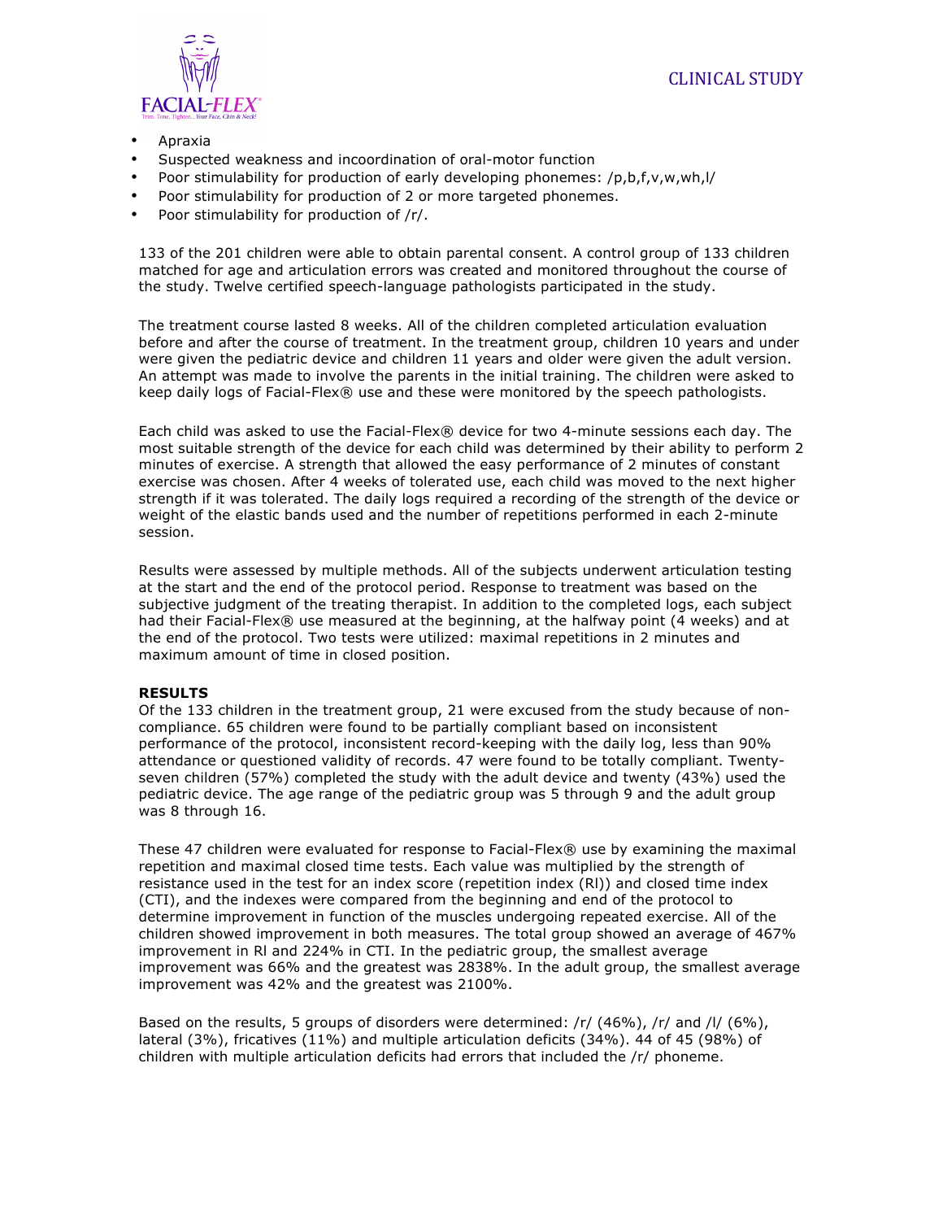- Apraxia
- Suspected weakness and incoordination of oral-motor function
- Poor stimulability for production of early developing phonemes: /p,b,f,v,w,wh,l/
- Poor stimulability for production of 2 or more targeted phonemes.
- Poor stimulability for production of /r/.

133 of the 201 children were able to obtain parental consent. A control group of 133 children matched for age and articulation errors was created and monitored throughout the course of the study. Twelve certified speech-language pathologists participated in the study.

The treatment course lasted 8 weeks. All of the children completed articulation evaluation before and after the course of treatment. In the treatment group, children 10 years and under were given the pediatric device and children 11 years and older were given the adult version. An attempt was made to involve the parents in the initial training. The children were asked to keep daily logs of Facial-Flex® use and these were monitored by the speech pathologists.

Each child was asked to use the Facial-Flex® device for two 4-minute sessions each day. The most suitable strength of the device for each child was determined by their ability to perform 2 minutes of exercise. A strength that allowed the easy performance of 2 minutes of constant exercise was chosen. After 4 weeks of tolerated use, each child was moved to the next higher strength if it was tolerated. The daily logs required a recording of the strength of the device or weight of the elastic bands used and the number of repetitions performed in each 2-minute session.

Results were assessed by multiple methods. All of the subjects underwent articulation testing at the start and the end of the protocol period. Response to treatment was based on the subjective judgment of the treating therapist. In addition to the completed logs, each subject had their Facial-Flex® use measured at the beginning, at the halfway point (4 weeks) and at the end of the protocol. Two tests were utilized: maximal repetitions in 2 minutes and maximum amount of time in closed position.

**RESULTS**

Of the 133 children in the treatment group, 21 were excused from the study because of non-compliance. 65 children were found to be partially compliant based on inconsistent performance of the protocol, inconsistent record-keeping with the daily log, less than 90% attendance or questioned validity of records. 47 were found to be totally compliant. Twenty-seven children (57%) completed the study with the adult device and twenty (43%) used the pediatric device. The age range of the pediatric group was 5 through 9 and the adult group was 8 through 16.

These 47 children were evaluated for response to Facial-Flex® use by examining the maximal repetition and maximal closed time tests. Each value was multiplied by the strength of resistance used in the test for an index score (repetition index (RI)) and closed time index (CTI), and the indexes were compared from the beginning and end of the protocol to determine improvement in function of the muscles undergoing repeated exercise. All of the children showed improvement in both measures. The total group showed an average of 467% improvement in RI and 224% in CTI. In the pediatric group, the smallest average improvement was 66% and the greatest was 2838%. In the adult group, the smallest average improvement was 42% and the greatest was 2100%.

Based on the results, 5 groups of disorders were determined: /r/ (46%), /r/ and /l/ (6%), lateral (3%), fricatives (11%) and multiple articulation deficits (34%). 44 of 45 (98%) of children with multiple articulation deficits had errors that included the /r/ phoneme.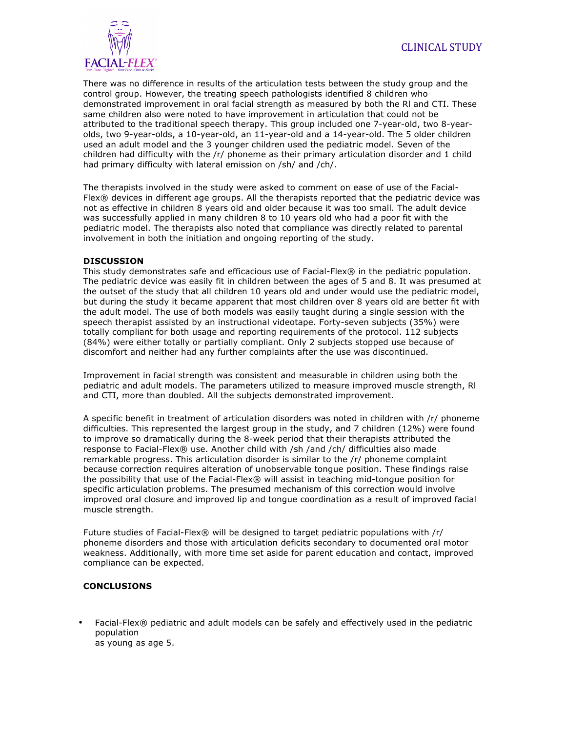There was no difference in results of the articulation tests between the study group and the control group. However, the treating speech pathologists identified 8 children who demonstrated improvement in oral facial strength as measured by both the RI and CTI. These same children also were noted to have improvement in articulation that could not be attributed to the traditional speech therapy. This group included one 7-year-old, two 8-year-olds, two 9-year-olds, a 10-year-old, an 11-year-old and a 14-year-old. The 5 older children used an adult model and the 3 younger children used the pediatric model. Seven of the children had difficulty with the /r/ phoneme as their primary articulation disorder and 1 child had primary difficulty with lateral emission on /sh/ and /ch/.

The therapists involved in the study were asked to comment on ease of use of the Facial-Flex® devices in different age groups. All the therapists reported that the pediatric device was not as effective in children 8 years old and older because it was too small. The adult device was successfully applied in many children 8 to 10 years old who had a poor fit with the pediatric model. The therapists also noted that compliance was directly related to parental involvement in both the initiation and ongoing reporting of the study.

**DISCUSSION**

This study demonstrates safe and efficacious use of Facial-Flex® in the pediatric population. The pediatric device was easily fit in children between the ages of 5 and 8. It was presumed at the outset of the study that all children 10 years old and under would use the pediatric model, but during the study it became apparent that most children over 8 years old are better fit with the adult model. The use of both models was easily taught during a single session with the speech therapist assisted by an instructional videotape. Forty-seven subjects (35%) were totally compliant for both usage and reporting requirements of the protocol. 112 subjects (84%) were either totally or partially compliant. Only 2 subjects stopped use because of discomfort and neither had any further complaints after the use was discontinued.

Improvement in facial strength was consistent and measurable in children using both the pediatric and adult models. The parameters utilized to measure improved muscle strength, RI and CTI, more than doubled. All the subjects demonstrated improvement.

A specific benefit in treatment of articulation disorders was noted in children with /r/ phoneme difficulties. This represented the largest group in the study, and 7 children (12%) were found to improve so dramatically during the 8-week period that their therapists attributed the response to Facial-Flex® use. Another child with /sh /and /ch/ difficulties also made remarkable progress. This articulation disorder is similar to the /r/ phoneme complaint because correction requires alteration of unobservable tongue position. These findings raise the possibility that use of the Facial-Flex® will assist in teaching mid-tongue position for specific articulation problems. The presumed mechanism of this correction would involve improved oral closure and improved lip and tongue coordination as a result of improved facial muscle strength.

Future studies of Facial-Flex® will be designed to target pediatric populations with /r/ phoneme disorders and those with articulation deficits secondary to documented oral motor weakness. Additionally, with more time set aside for parent education and contact, improved compliance can be expected.

**CONCLUSIONS**

- Facial-Flex® pediatric and adult models can be safely and effectively used in the pediatric population as young as age 5.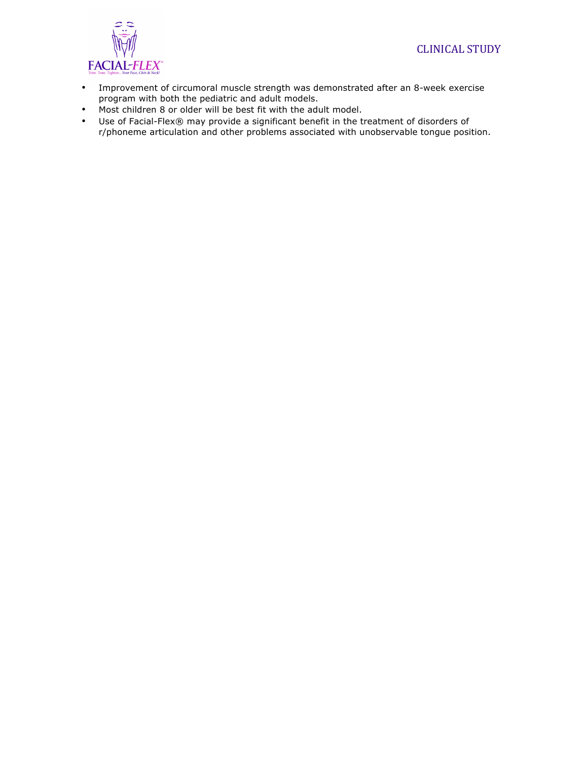- Improvement of circumoral muscle strength was demonstrated after an 8-week exercise program with both the pediatric and adult models.
- Most children 8 or older will be best fit with the adult model.
- Use of Facial-Flex® may provide a significant benefit in the treatment of disorders of r/phoneme articulation and other problems associated with unobservable tongue position.